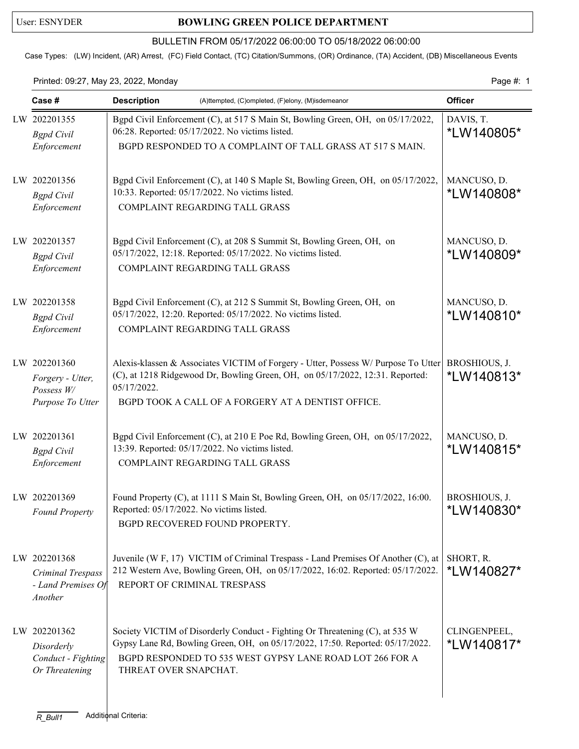User: ESNYDER

# BOWLING GREEN POLICE DEPARTMENT

## BULLETIN FROM 05/17/2022 06:00:00 TO 05/18/2022 06:00:00

Case Types: (LW) Incident, (AR) Arrest, (FC) Field Contact, (TC) Citation/Summons, (OR) Ordinance, (TA) Accident, (DB) Miscellaneous Events

Printed: 09:27, May 23, 2022, Monday

| Case # | Description (A)ttempted, (C)ompleted, (F)elony, (M)isdemeanor | Officer |
|---|---|---|
| LW 202201355 *Bgpd Civil Enforcement* | Bgpd Civil Enforcement (C), at 517 S Main St, Bowling Green, OH, on 05/17/2022, 06:28. Reported: 05/17/2022. No victims listed. BGPD RESPONDED TO A COMPLAINT OF TALL GRASS AT 517 S MAIN. | DAVIS, T. *LW140805* |
| LW 202201356 *Bgpd Civil Enforcement* | Bgpd Civil Enforcement (C), at 140 S Maple St, Bowling Green, OH, on 05/17/2022, 10:33. Reported: 05/17/2022. No victims listed. COMPLAINT REGARDING TALL GRASS | MANCUSO, D. *LW140808* |
| LW 202201357 *Bgpd Civil Enforcement* | Bgpd Civil Enforcement (C), at 208 S Summit St, Bowling Green, OH, on 05/17/2022, 12:18. Reported: 05/17/2022. No victims listed. COMPLAINT REGARDING TALL GRASS | MANCUSO, D. *LW140809* |
| LW 202201358 *Bgpd Civil Enforcement* | Bgpd Civil Enforcement (C), at 212 S Summit St, Bowling Green, OH, on 05/17/2022, 12:20. Reported: 05/17/2022. No victims listed. COMPLAINT REGARDING TALL GRASS | MANCUSO, D. *LW140810* |
| LW 202201360 *Forgery - Utter, Possess W/ Purpose To Utter* | Alexis-klassen & Associates VICTIM of Forgery - Utter, Possess W/ Purpose To Utter (C), at 1218 Ridgewood Dr, Bowling Green, OH, on 05/17/2022, 12:31. Reported: 05/17/2022. BGPD TOOK A CALL OF A FORGERY AT A DENTIST OFFICE. | BROSHIOUS, J. *LW140813* |
| LW 202201361 *Bgpd Civil Enforcement* | Bgpd Civil Enforcement (C), at 210 E Poe Rd, Bowling Green, OH, on 05/17/2022, 13:39. Reported: 05/17/2022. No victims listed. COMPLAINT REGARDING TALL GRASS | MANCUSO, D. *LW140815* |
| LW 202201369 *Found Property* | Found Property (C), at 1111 S Main St, Bowling Green, OH, on 05/17/2022, 16:00. Reported: 05/17/2022. No victims listed. BGPD RECOVERED FOUND PROPERTY. | BROSHIOUS, J. *LW140830* |
| LW 202201368 *Criminal Trespass - Land Premises Of Another* | Juvenile (W F, 17) VICTIM of Criminal Trespass - Land Premises Of Another (C), at 212 Western Ave, Bowling Green, OH, on 05/17/2022, 16:02. Reported: 05/17/2022. REPORT OF CRIMINAL TRESPASS | SHORT, R. *LW140827* |
| LW 202201362 *Disorderly Conduct - Fighting Or Threatening* | Society VICTIM of Disorderly Conduct - Fighting Or Threatening (C), at 535 W Gypsy Lane Rd, Bowling Green, OH, on 05/17/2022, 17:50. Reported: 05/17/2022. BGPD RESPONDED TO 535 WEST GYPSY LANE ROAD LOT 266 FOR A THREAT OVER SNAPCHAT. | CLINGENPEEL, *LW140817* |

R_Bull1 Additional Criteria: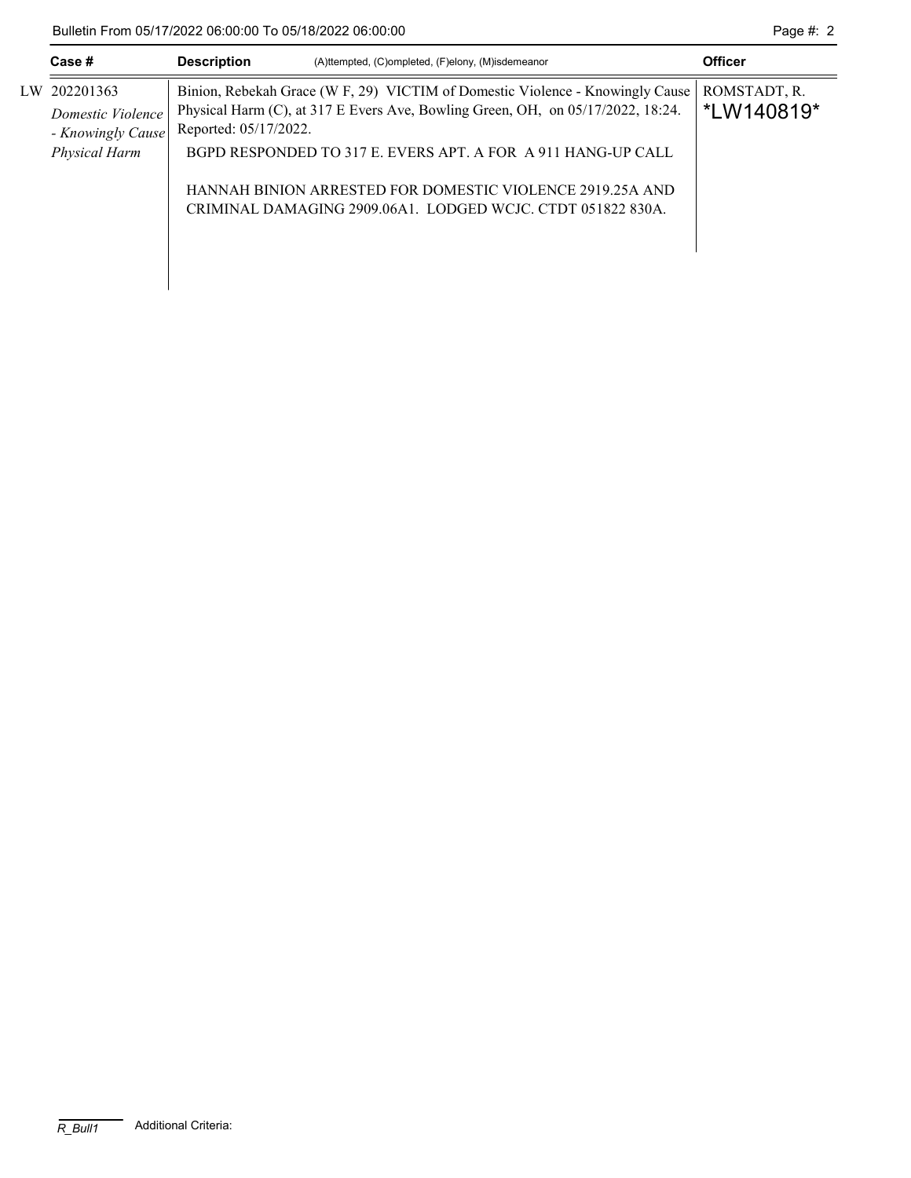| Case # | Description | (A)ttempted, (C)ompleted, (F)elony, (M)isdemeanor | Officer |
|---|---|---|---|
| LW 202201363<br>*Domestic Violence - Knowingly Cause Physical Harm* | Binion, Rebekah Grace (W F, 29) VICTIM of Domestic Violence - Knowingly Cause Physical Harm (C), at 317 E Evers Ave, Bowling Green, OH, on 05/17/2022, 18:24. Reported: 05/17/2022.<br>BGPD RESPONDED TO 317 E. EVERS APT. A FOR A 911 HANG-UP CALL<br><br>HANNAH BINION ARRESTED FOR DOMESTIC VIOLENCE 2919.25A AND CRIMINAL DAMAGING 2909.06A1. LODGED WCJC. CTDT 051822 830A. | | ROMSTADT, R.<br>*LW140819* |

R_Bull1 Additional Criteria: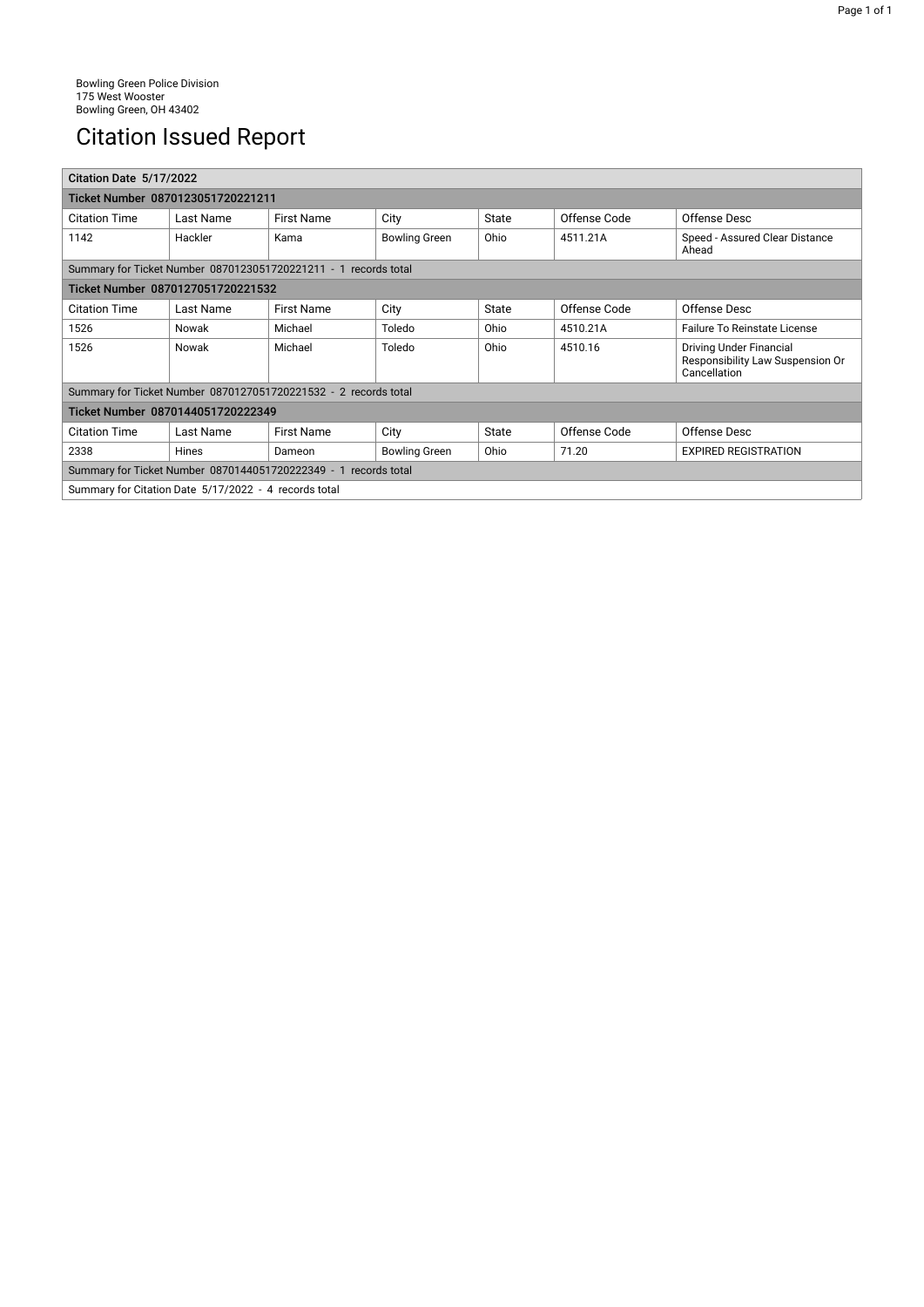Bowling Green Police Division
175 West Wooster
Bowling Green, OH 43402

# Citation Issued Report

| Citation Date 5/17/2022 | | | | | | |
|---|---|---|---|---|---|---|
| **Ticket Number 0870123051720221211** | | | | | | |
| Citation Time | Last Name | First Name | City | State | Offense Code | Offense Desc |
| 1142 | Hackler | Kama | Bowling Green | Ohio | 4511.21A | Speed - Assured Clear Distance Ahead |
| Summary for Ticket Number 0870123051720221211 - 1 records total | | | | | | |
| **Ticket Number 0870127051720221532** | | | | | | |
| Citation Time | Last Name | First Name | City | State | Offense Code | Offense Desc |
| 1526 | Nowak | Michael | Toledo | Ohio | 4510.21A | Failure To Reinstate License |
| 1526 | Nowak | Michael | Toledo | Ohio | 4510.16 | Driving Under Financial Responsibility Law Suspension Or Cancellation |
| Summary for Ticket Number 0870127051720221532 - 2 records total | | | | | | |
| **Ticket Number 0870144051720222349** | | | | | | |
| Citation Time | Last Name | First Name | City | State | Offense Code | Offense Desc |
| 2338 | Hines | Dameon | Bowling Green | Ohio | 71.20 | EXPIRED REGISTRATION |
| Summary for Ticket Number 0870144051720222349 - 1 records total | | | | | | |
| Summary for Citation Date 5/17/2022 - 4 records total | | | | | | |